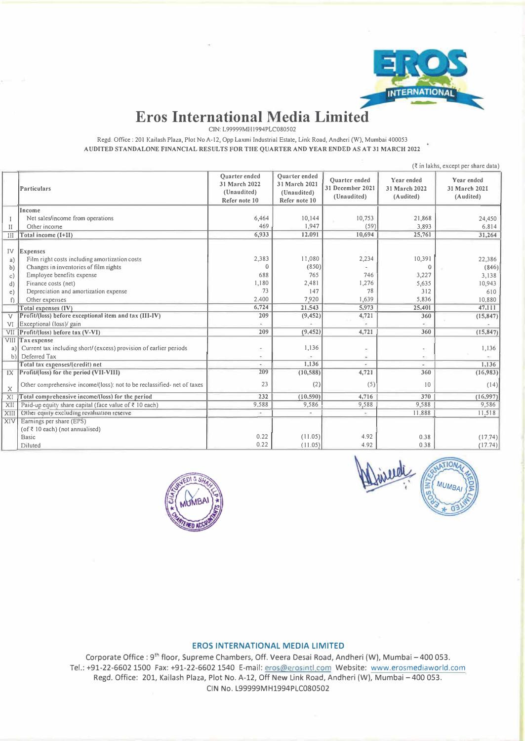# Eros International Media Limited

CIN: L99999MH1994PLC080502

Regd. Office : 201 Kailash Plaza, Plot No A-12, Opp Laxmi Industrial Estate, Link Road, Andheri (W), Mumbai 400053

**AUDITED STANDALONE FINANCIAL RESULTS FOR THE QUARTER AND YEAR ENDED AS AT 31 MARCH 2022**

(₹ in lakhs, except per share data)

| | Particulars | Quarter ended 31 March 2022 (Unaudited) Refer note 10 | Quarter ended 31 March 2021 (Unaudited) Refer note 10 | Quarter ended 31 December 2021 (Unaudited) | Year ended 31 March 2022 (Audited) | Year ended 31 March 2021 (Audited) |
|---|---|---|---|---|---|---|
| | **Income** | | | | | |
| I | Net sales/income from operations | 6,464 | 10,144 | 10,753 | 21,868 | 24,450 |
| II | Other income | 469 | 1,947 | (59) | 3,893 | 6,814 |
| III | **Total income (I+II)** | **6,933** | **12,091** | **10,694** | **25,761** | **31,264** |
| IV | **Expenses** | | | | | |
| a) | Film right costs including amortization costs | 2,383 | 11,080 | 2,234 | 10,391 | 22,386 |
| b) | Changes in inventories of film rights | 0 | (850) | - | 0 | (846) |
| c) | Employee benefits expense | 688 | 765 | 746 | 3,227 | 3,138 |
| d) | Finance costs (net) | 1,180 | 2,481 | 1,276 | 5,635 | 10,943 |
| e) | Depreciation and amortization expense | 73 | 147 | 78 | 312 | 610 |
| f) | Other expenses | 2,400 | 7,920 | 1,639 | 5,836 | 10,880 |
| | **Total expenses (IV)** | **6,724** | **21,543** | **5,973** | **25,401** | **47,111** |
| V | **Profit/(loss) before exceptional item and tax (III-IV)** | **209** | **(9,452)** | **4,721** | **360** | **(15,847)** |
| VI | Exceptional (loss)/ gain | - | - | - | - | - |
| VII | **Profit/(loss) before tax (V-VI)** | **209** | **(9,452)** | **4,721** | **360** | **(15,847)** |
| VIII | **Tax expense** | | | | | |
| a) | Current tax including short/ (excess) provision of earlier periods | - | 1,136 | - | - | 1,136 |
| b) | Deferred Tax | - | - | - | - | - |
| | **Total tax expenses/(credit) net** | - | **1,136** | - | - | **1,136** |
| IX | **Profit/(loss) for the period (VII-VIII)** | **209** | **(10,588)** | **4,721** | **360** | **(16,983)** |
| X | Other comprehensive income/(loss): not to be reclassified- net of taxes | 23 | (2) | (5) | 10 | (14) |
| XI | **Total comprehensive income/(loss) for the period** | **232** | **(10,590)** | **4,716** | **370** | **(16,997)** |
| XII | Paid-up equity share capital (face value of ₹ 10 each) | 9,588 | 9,586 | 9,588 | 9,588 | 9,586 |
| XIII | Other equity excluding revaluation reserve | - | - | - | 11,888 | 11,518 |
| XIV | Earnings per share (EPS) (of ₹ 10 each) (not annualised) | | | | | |
| | Basic | 0.22 | (11.05) | 4.92 | 0.38 | (17.74) |
| | Diluted | 0.22 | (11.05) | 4.92 | 0.38 | (17.74) |

**EROS INTERNATIONAL MEDIA LIMITED**

Corporate Office : 9th floor, Supreme Chambers, Off. Veera Desai Road, Andheri (W), Mumbai – 400 053.
Tel.: +91-22-6602 1500 Fax: +91-22-6602 1540 E-mail: eros@erosintl.com Website: www.erosmediaworld.com
Regd. Office: 201, Kailash Plaza, Plot No. A-12, Off New Link Road, Andheri (W), Mumbai – 400 053.
CIN No. L99999MH1994PLC080502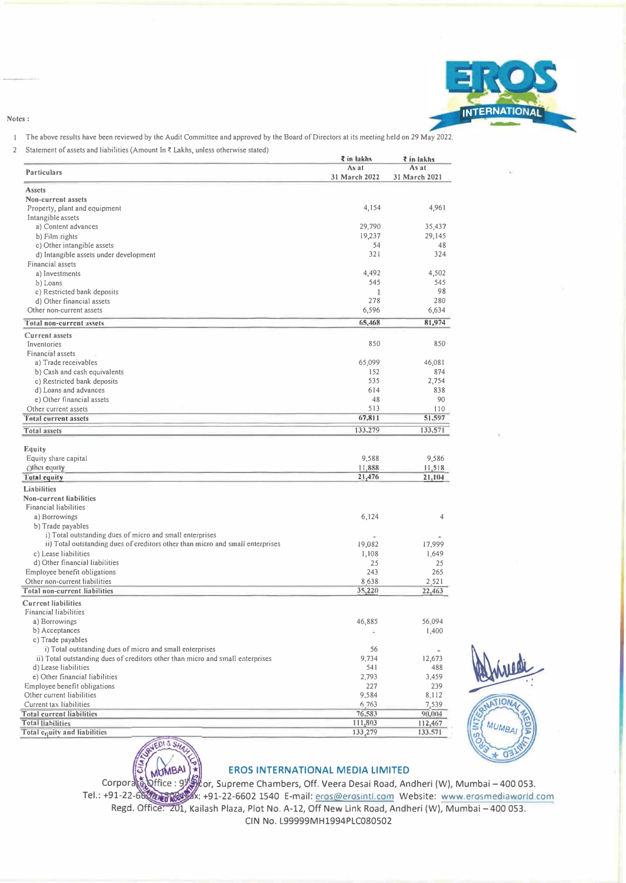Notes :

1 The above results have been reviewed by the Audit Committee and approved by the Board of Directors at its meeting held on 29 May 2022.

2 Statement of assets and liabilities (Amount In ₹ Lakhs, unless otherwise stated)

| Particulars | ₹ in lakhs As at 31 March 2022 | ₹ in lakhs As at 31 March 2021 |
|---|---|---|
| **Assets** | | |
| **Non-current assets** | | |
| Property, plant and equipment | 4,154 | 4,961 |
| Intangible assets | | |
| a) Content advances | 29,790 | 35,437 |
| b) Film rights | 19,237 | 29,145 |
| c) Other intangible assets | 54 | 48 |
| d) Intangible assets under development | 321 | 324 |
| Financial assets | | |
| a) Investments | 4,492 | 4,502 |
| b) Loans | 545 | 545 |
| c) Restricted bank deposits | 1 | 98 |
| d) Other financial assets | 278 | 280 |
| Other non-current assets | 6,596 | 6,634 |
| **Total non-current assets** | **65,468** | **81,974** |
| **Current assets** | | |
| Inventories | 850 | 850 |
| Financial assets | | |
| a) Trade receivables | 65,099 | 46,081 |
| b) Cash and cash equivalents | 152 | 874 |
| c) Restricted bank deposits | 535 | 2,754 |
| d) Loans and advances | 614 | 838 |
| e) Other financial assets | 48 | 90 |
| Other current assets | 513 | 110 |
| **Total current assets** | **67,811** | **51,597** |
| **Total assets** | **133,279** | **133,571** |
| **Equity** | | |
| Equity share capital | 9,588 | 9,586 |
| Other equity | 11,888 | 11,518 |
| **Total equity** | **21,476** | **21,104** |
| **Liabilities** | | |
| **Non-current liabilities** | | |
| Financial liabilities | | |
| a) Borrowings | 6,124 | 4 |
| b) Trade payables | | |
| i) Total outstanding dues of micro and small enterprises | - | - |
| ii) Total outstanding dues of creditors other than micro and small enterprises | 19,082 | 17,999 |
| c) Lease liabilities | 1,108 | 1,649 |
| d) Other financial liabilities | 25 | 25 |
| Employee benefit obligations | 243 | 265 |
| Other non-current liabilities | 8,638 | 2,521 |
| **Total non-current liabilities** | **35,220** | **22,463** |
| **Current liabilities** | | |
| Financial liabilities | | |
| a) Borrowings | 46,885 | 56,094 |
| b) Acceptances | - | 1,400 |
| c) Trade payables | | |
| i) Total outstanding dues of micro and small enterprises | 56 | - |
| ii) Total outstanding dues of creditors other than micro and small enterprises | 9,734 | 12,673 |
| d) Lease liabilities | 541 | 488 |
| e) Other financial liabilities | 2,793 | 3,459 |
| Employee benefit obligations | 227 | 239 |
| Other current liabilities | 9,584 | 8,112 |
| Current tax liabilities | 6,763 | 7,539 |
| **Total current liabilities** | **76,583** | **90,004** |
| **Total liabilities** | **111,803** | **112,467** |
| **Total equity and liabilities** | **133,279** | **133,571** |

**EROS INTERNATIONAL MEDIA LIMITED**

Corporate Office : 9th Floor, Supreme Chambers, Off. Veera Desai Road, Andheri (W), Mumbai – 400 053.
Tel.: +91-22-6602 1500 Fax: +91-22-6602 1540 E-mail: eros@erosintl.com Website: www.erosmediaworld.com
Regd. Office: 201, Kailash Plaza, Plot No. A-12, Off New Link Road, Andheri (W), Mumbai – 400 053.
CIN No. L99999MH1994PLC080502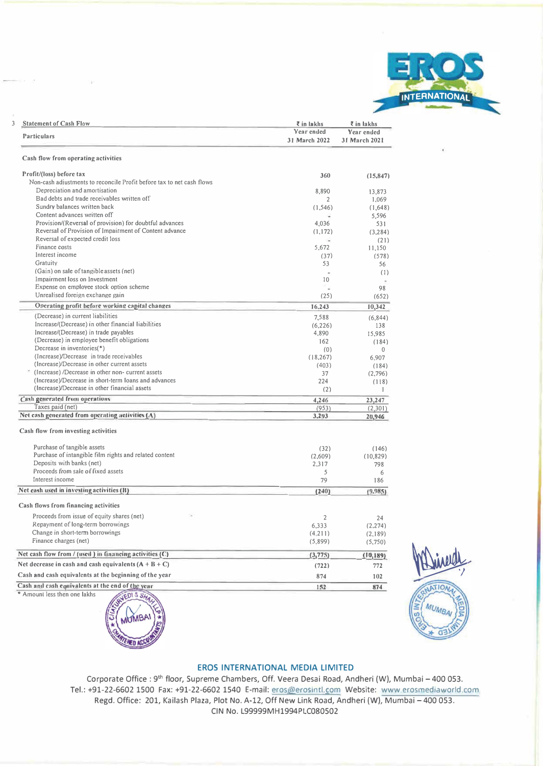3 **Statement of Cash Flow**

| Particulars | ₹ in lakhs Year ended 31 March 2022 | ₹ in lakhs Year ended 31 March 2021 |
|---|---|---|
| **Cash flow from operating activities** | | |
| **Profit/(loss) before tax** | 360 | (15,847) |
| Non-cash adjustments to reconcile Profit before tax to net cash flows | | |
| Depreciation and amortisation | 8,890 | 13,873 |
| Bad debts and trade receivables written off | 2 | 1,069 |
| Sundry balances written back | (1,546) | (1,648) |
| Content advances written off | - | 5,596 |
| Provision/(Reversal of provision) for doubtful advances | 4,036 | 531 |
| Reversal of Provision of Impairment of Content advance | (1,172) | (3,284) |
| Reversal of expected credit loss | - | (21) |
| Finance costs | 5,672 | 11,150 |
| Interest income | (37) | (578) |
| Gratuity | 53 | 56 |
| (Gain) on sale of tangible assets (net) | - | (1) |
| Impairment loss on Investment | 10 | - |
| Expense on employee stock option scheme | - | 98 |
| Unrealised foreign exchange gain | (25) | (652) |
| **Operating profit before working capital changes** | **16,243** | **10,342** |
| (Decrease) in current liabilities | 7,588 | (6,844) |
| Increase/(Decrease) in other financial liabilities | (6,226) | 138 |
| Increase/(Decrease) in trade payables | 4,890 | 15,985 |
| (Decrease) in employee benefit obligations | 162 | (184) |
| Decrease in inventories(*) | (0) | 0 |
| (Increase)/Decrease in trade receivables | (18,267) | 6,907 |
| (Increase)/Decrease in other current assets | (403) | (184) |
| (Increase) /Decrease in other non- current assets | 37 | (2,796) |
| (Increase)/Decrease in short-term loans and advances | 224 | (118) |
| (Increase)/Decrease in other financial assets | (2) | 1 |
| **Cash generated from operations** | **4,246** | **23,247** |
| Taxes paid (net) | (953) | (2,301) |
| **Net cash generated from operating activities (A)** | **3,293** | **20,946** |
| **Cash flow from investing activities** | | |
| Purchase of tangible assets | (32) | (146) |
| Purchase of intangible film rights and related content | (2,609) | (10,829) |
| Deposits with banks (net) | 2,317 | 798 |
| Proceeds from sale of fixed assets | 5 | 6 |
| Interest income | 79 | 186 |
| **Net cash used in investing activities (B)** | **(240)** | **(9,985)** |
| **Cash flows from financing activities** | | |
| Proceeds from issue of equity shares (net) | 2 | 24 |
| Repayment of long-term borrowings | 6,333 | (2,274) |
| Change in short-term borrowings | (4,211) | (2,189) |
| Finance charges (net) | (5,899) | (5,750) |
| **Net cash flow from / (used ) in financing activities (C)** | **(3,775)** | **(10,189)** |
| **Net decrease in cash and cash equivalents (A + B + C)** | (722) | 772 |
| **Cash and cash equivalents at the beginning of the year** | 874 | 102 |
| **Cash and cash equivalents at the end of the year** | 152 | 874 |

\* Amount less then one lakhs

**EROS INTERNATIONAL MEDIA LIMITED**

Corporate Office : 9th floor, Supreme Chambers, Off. Veera Desai Road, Andheri (W), Mumbai – 400 053.
Tel.: +91-22-6602 1500 Fax: +91-22-6602 1540 E-mail: eros@erosintl.com Website: www.erosmediaworld.com
Regd. Office: 201, Kailash Plaza, Plot No. A-12, Off New Link Road, Andheri (W), Mumbai – 400 053.
CIN No. L99999MH1994PLC080502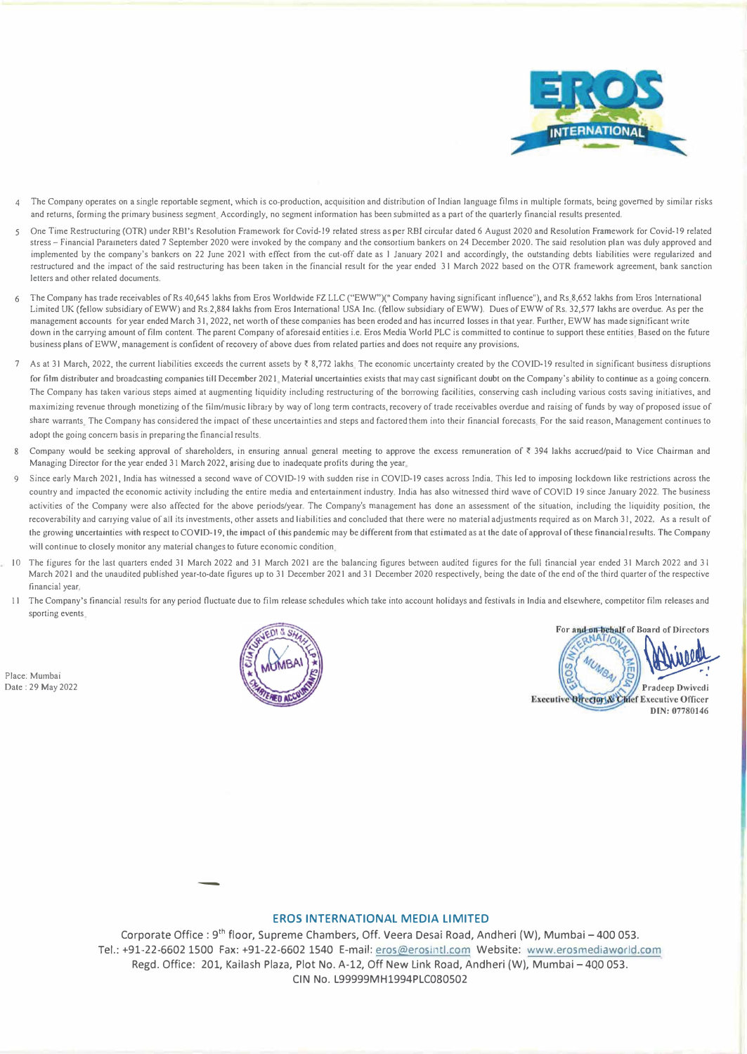4 The Company operates on a single reportable segment, which is co-production, acquisition and distribution of Indian language films in multiple formats, being governed by similar risks and returns, forming the primary business segment. Accordingly, no segment information has been submitted as a part of the quarterly financial results presented.

5 One Time Restructuring (OTR) under RBI's Resolution Framework for Covid-19 related stress as per RBI circular dated 6 August 2020 and Resolution Framework for Covid-19 related stress – Financial Parameters dated 7 September 2020 were invoked by the company and the consortium bankers on 24 December 2020. The said resolution plan was duly approved and implemented by the company's bankers on 22 June 2021 with effect from the cut-off date as 1 January 2021 and accordingly, the outstanding debts liabilities were regularized and restructured and the impact of the said restructuring has been taken in the financial result for the year ended 31 March 2022 based on the OTR framework agreement, bank sanction letters and other related documents.

6 The Company has trade receivables of Rs 40,645 lakhs from Eros Worldwide FZ LLC ("EWW")(" Company having significant influence"), and Rs 8,652 lakhs from Eros International Limited UK (fellow subsidiary of EWW) and Rs 2,884 lakhs from Eros International USA Inc. (fellow subsidiary of EWW). Dues of EWW of Rs. 32,577 lakhs are overdue. As per the management accounts for year ended March 31, 2022, net worth of these companies has been eroded and has incurred losses in that year. Further, EWW has made significant write down in the carrying amount of film content. The parent Company of aforesaid entities i.e. Eros Media World PLC is committed to continue to support these entities. Based on the future business plans of EWW, management is confident of recovery of above dues from related parties and does not require any provisions.

7 As at 31 March, 2022, the current liabilities exceeds the current assets by ₹ 8,772 lakhs. The economic uncertainty created by the COVID-19 resulted in significant business disruptions for film distributer and broadcasting companies till December 2021. Material uncertainties exists that may cast significant doubt on the Company's ability to continue as a going concern. The Company has taken various steps aimed at augmenting liquidity including restructuring of the borrowing facilities, conserving cash including various costs saving initiatives, and maximizing revenue through monetizing of the film/music library by way of long term contracts, recovery of trade receivables overdue and raising of funds by way of proposed issue of share warrants. The Company has considered the impact of these uncertainties and steps and factored them into their financial forecasts. For the said reason, Management continues to adopt the going concern basis in preparing the financial results.

8 Company would be seeking approval of shareholders, in ensuring annual general meeting to approve the excess remuneration of ₹ 394 lakhs accrued/paid to Vice Chairman and Managing Director for the year ended 31 March 2022, arising due to inadequate profits during the year.

9 Since early March 2021, India has witnessed a second wave of COVID-19 with sudden rise in COVID-19 cases across India. This led to imposing lockdown like restrictions across the country and impacted the economic activity including the entire media and entertainment industry. India has also witnessed third wave of COVID 19 since January 2022. The business activities of the Company were also affected for the above periods/year. The Company's management has done an assessment of the situation, including the liquidity position, the recoverability and carrying value of all its investments, other assets and liabilities and concluded that there were no material adjustments required as on March 31, 2022. As a result of the growing uncertainties with respect to COVID-19, the impact of this pandemic may be different from that estimated as at the date of approval of these financial results. The Company will continue to closely monitor any material changes to future economic condition.

10 The figures for the last quarters ended 31 March 2022 and 31 March 2021 are the balancing figures between audited figures for the full financial year ended 31 March 2022 and 31 March 2021 and the unaudited published year-to-date figures up to 31 December 2021 and 31 December 2020 respectively, being the date of the end of the third quarter of the respective financial year.

11 The Company's financial results for any period fluctuate due to film release schedules which take into account holidays and festivals in India and elsewhere, competitor film releases and sporting events.

Place: Mumbai
Date : 29 May 2022

For and on behalf of Board of Directors

Pradeep Dwivedi
Executive Director & Chief Executive Officer
DIN: 07780146

**EROS INTERNATIONAL MEDIA LIMITED**
Corporate Office : 9th floor, Supreme Chambers, Off. Veera Desai Road, Andheri (W), Mumbai – 400 053.
Tel.: +91-22-6602 1500 Fax: +91-22-6602 1540 E-mail: eros@erosintl.com Website: www.erosmediaworld.com
Regd. Office: 201, Kailash Plaza, Plot No. A-12, Off New Link Road, Andheri (W), Mumbai – 400 053.
CIN No. L99999MH1994PLC080502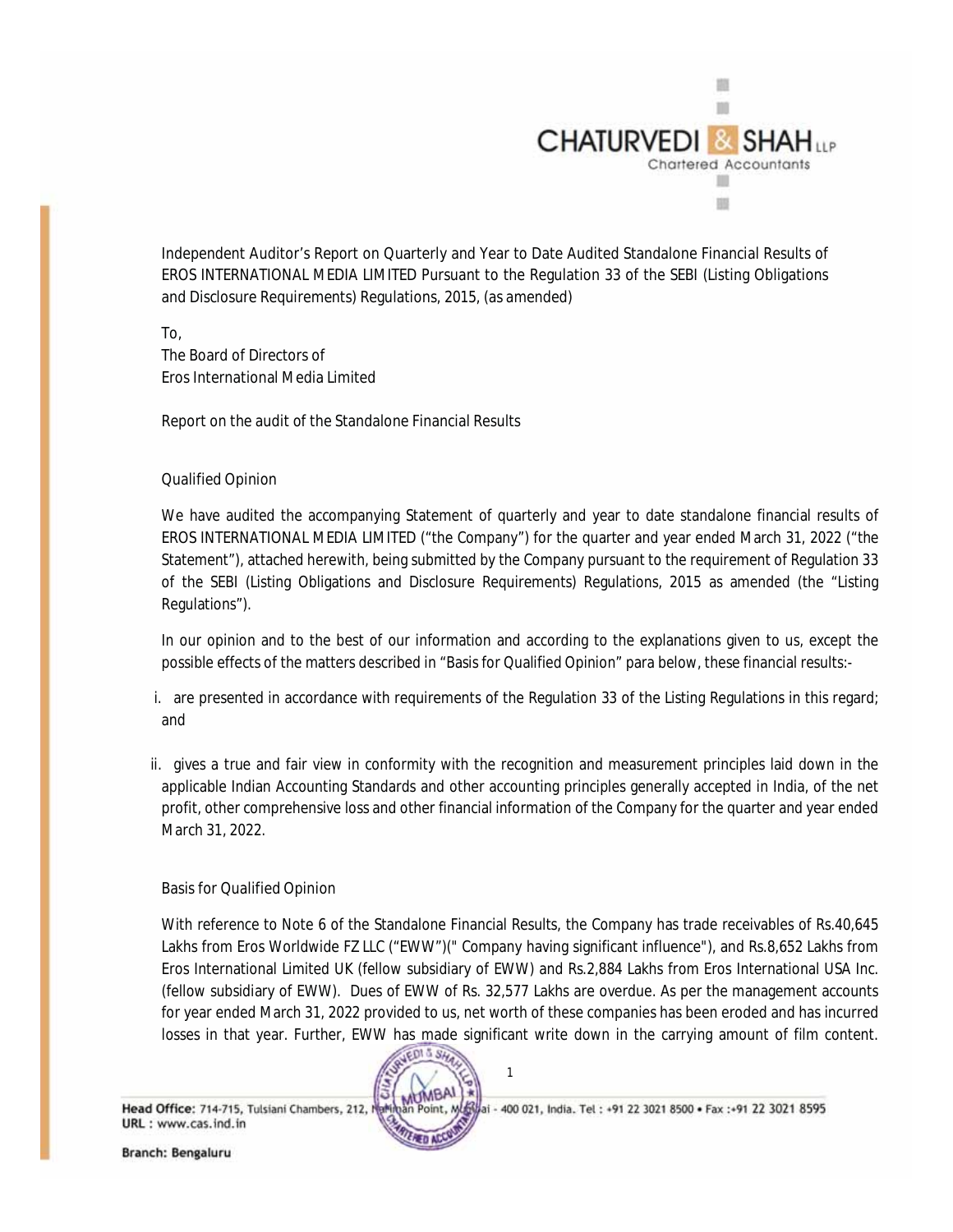Independent Auditor's Report on Quarterly and Year to Date Audited Standalone Financial Results of EROS INTERNATIONAL MEDIA LIMITED Pursuant to the Regulation 33 of the SEBI (Listing Obligations and Disclosure Requirements) Regulations, 2015, (as amended)

To,
The Board of Directors of
Eros International Media Limited

## Report on the audit of the Standalone Financial Results

### Qualified Opinion

We have audited the accompanying Statement of quarterly and year to date standalone financial results of EROS INTERNATIONAL MEDIA LIMITED ("the Company") for the quarter and year ended March 31, 2022 ("the Statement"), attached herewith, being submitted by the Company pursuant to the requirement of Regulation 33 of the SEBI (Listing Obligations and Disclosure Requirements) Regulations, 2015 as amended (the "Listing Regulations").

In our opinion and to the best of our information and according to the explanations given to us, except the possible effects of the matters described in "Basis for Qualified Opinion" para below, these financial results:-

i. are presented in accordance with requirements of the Regulation 33 of the Listing Regulations in this regard; and

ii. gives a true and fair view in conformity with the recognition and measurement principles laid down in the applicable Indian Accounting Standards and other accounting principles generally accepted in India, of the net profit, other comprehensive loss and other financial information of the Company for the quarter and year ended March 31, 2022.

### Basis for Qualified Opinion

With reference to Note 6 of the Standalone Financial Results, the Company has trade receivables of Rs.40,645 Lakhs from Eros Worldwide FZ LLC ("EWW")(" Company having significant influence"), and Rs.8,652 Lakhs from Eros International Limited UK (fellow subsidiary of EWW) and Rs.2,884 Lakhs from Eros International USA Inc. (fellow subsidiary of EWW). Dues of EWW of Rs. 32,577 Lakhs are overdue. As per the management accounts for year ended March 31, 2022 provided to us, net worth of these companies has been eroded and has incurred losses in that year. Further, EWW has made significant write down in the carrying amount of film content.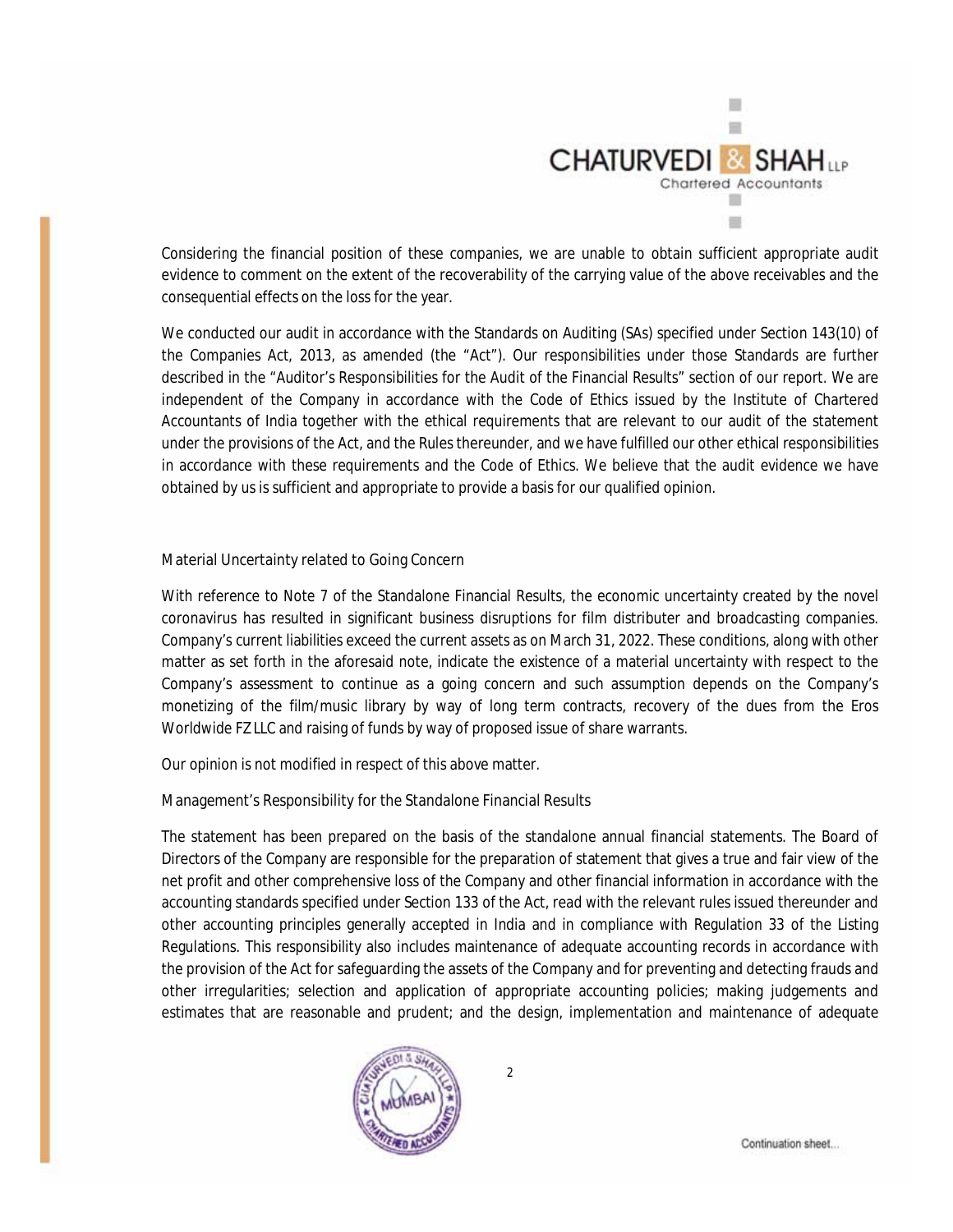Considering the financial position of these companies, we are unable to obtain sufficient appropriate audit evidence to comment on the extent of the recoverability of the carrying value of the above receivables and the consequential effects on the loss for the year.

We conducted our audit in accordance with the Standards on Auditing (SAs) specified under Section 143(10) of the Companies Act, 2013, as amended (the "Act"). Our responsibilities under those Standards are further described in the "Auditor's Responsibilities for the Audit of the Financial Results" section of our report. We are independent of the Company in accordance with the Code of Ethics issued by the Institute of Chartered Accountants of India together with the ethical requirements that are relevant to our audit of the statement under the provisions of the Act, and the Rules thereunder, and we have fulfilled our other ethical responsibilities in accordance with these requirements and the Code of Ethics. We believe that the audit evidence we have obtained by us is sufficient and appropriate to provide a basis for our qualified opinion.

### Material Uncertainty related to Going Concern

With reference to Note 7 of the Standalone Financial Results, the economic uncertainty created by the novel coronavirus has resulted in significant business disruptions for film distributer and broadcasting companies. Company's current liabilities exceed the current assets as on March 31, 2022. These conditions, along with other matter as set forth in the aforesaid note, indicate the existence of a material uncertainty with respect to the Company's assessment to continue as a going concern and such assumption depends on the Company's monetizing of the film/music library by way of long term contracts, recovery of the dues from the Eros Worldwide FZ LLC and raising of funds by way of proposed issue of share warrants.

Our opinion is not modified in respect of this above matter.

### Management's Responsibility for the Standalone Financial Results

The statement has been prepared on the basis of the standalone annual financial statements. The Board of Directors of the Company are responsible for the preparation of statement that gives a true and fair view of the net profit and other comprehensive loss of the Company and other financial information in accordance with the accounting standards specified under Section 133 of the Act, read with the relevant rules issued thereunder and other accounting principles generally accepted in India and in compliance with Regulation 33 of the Listing Regulations. This responsibility also includes maintenance of adequate accounting records in accordance with the provision of the Act for safeguarding the assets of the Company and for preventing and detecting frauds and other irregularities; selection and application of appropriate accounting policies; making judgements and estimates that are reasonable and prudent; and the design, implementation and maintenance of adequate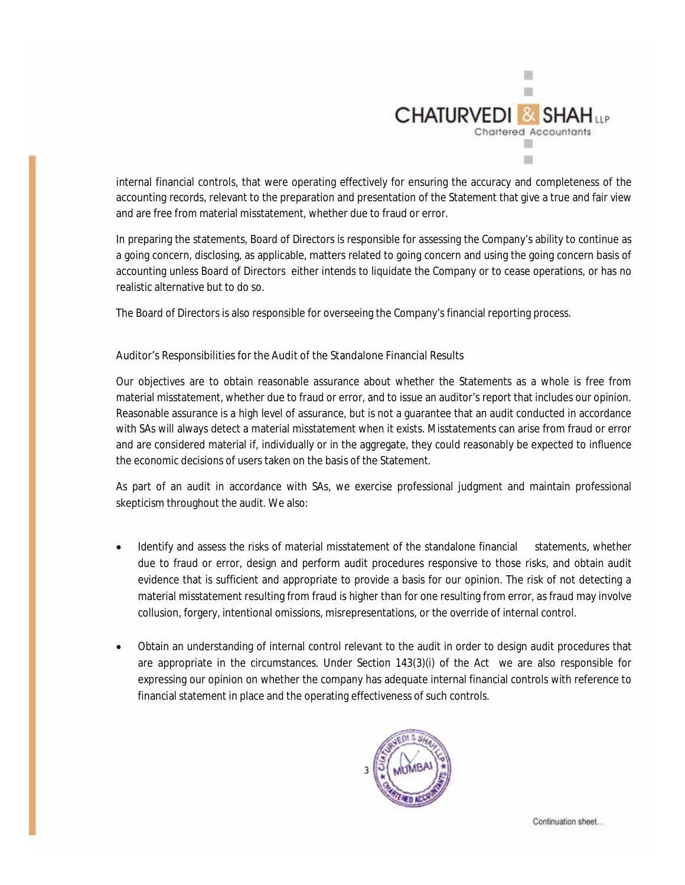internal financial controls, that were operating effectively for ensuring the accuracy and completeness of the accounting records, relevant to the preparation and presentation of the Statement that give a true and fair view and are free from material misstatement, whether due to fraud or error.

In preparing the statements, Board of Directors is responsible for assessing the Company's ability to continue as a going concern, disclosing, as applicable, matters related to going concern and using the going concern basis of accounting unless Board of Directors either intends to liquidate the Company or to cease operations, or has no realistic alternative but to do so.

The Board of Directors is also responsible for overseeing the Company's financial reporting process.

## Auditor's Responsibilities for the Audit of the Standalone Financial Results

Our objectives are to obtain reasonable assurance about whether the Statements as a whole is free from material misstatement, whether due to fraud or error, and to issue an auditor's report that includes our opinion. Reasonable assurance is a high level of assurance, but is not a guarantee that an audit conducted in accordance with SAs will always detect a material misstatement when it exists. Misstatements can arise from fraud or error and are considered material if, individually or in the aggregate, they could reasonably be expected to influence the economic decisions of users taken on the basis of the Statement.

As part of an audit in accordance with SAs, we exercise professional judgment and maintain professional skepticism throughout the audit. We also:

- Identify and assess the risks of material misstatement of the standalone financial statements, whether due to fraud or error, design and perform audit procedures responsive to those risks, and obtain audit evidence that is sufficient and appropriate to provide a basis for our opinion. The risk of not detecting a material misstatement resulting from fraud is higher than for one resulting from error, as fraud may involve collusion, forgery, intentional omissions, misrepresentations, or the override of internal control.

- Obtain an understanding of internal control relevant to the audit in order to design audit procedures that are appropriate in the circumstances. Under Section 143(3)(i) of the Act we are also responsible for expressing our opinion on whether the company has adequate internal financial controls with reference to financial statement in place and the operating effectiveness of such controls.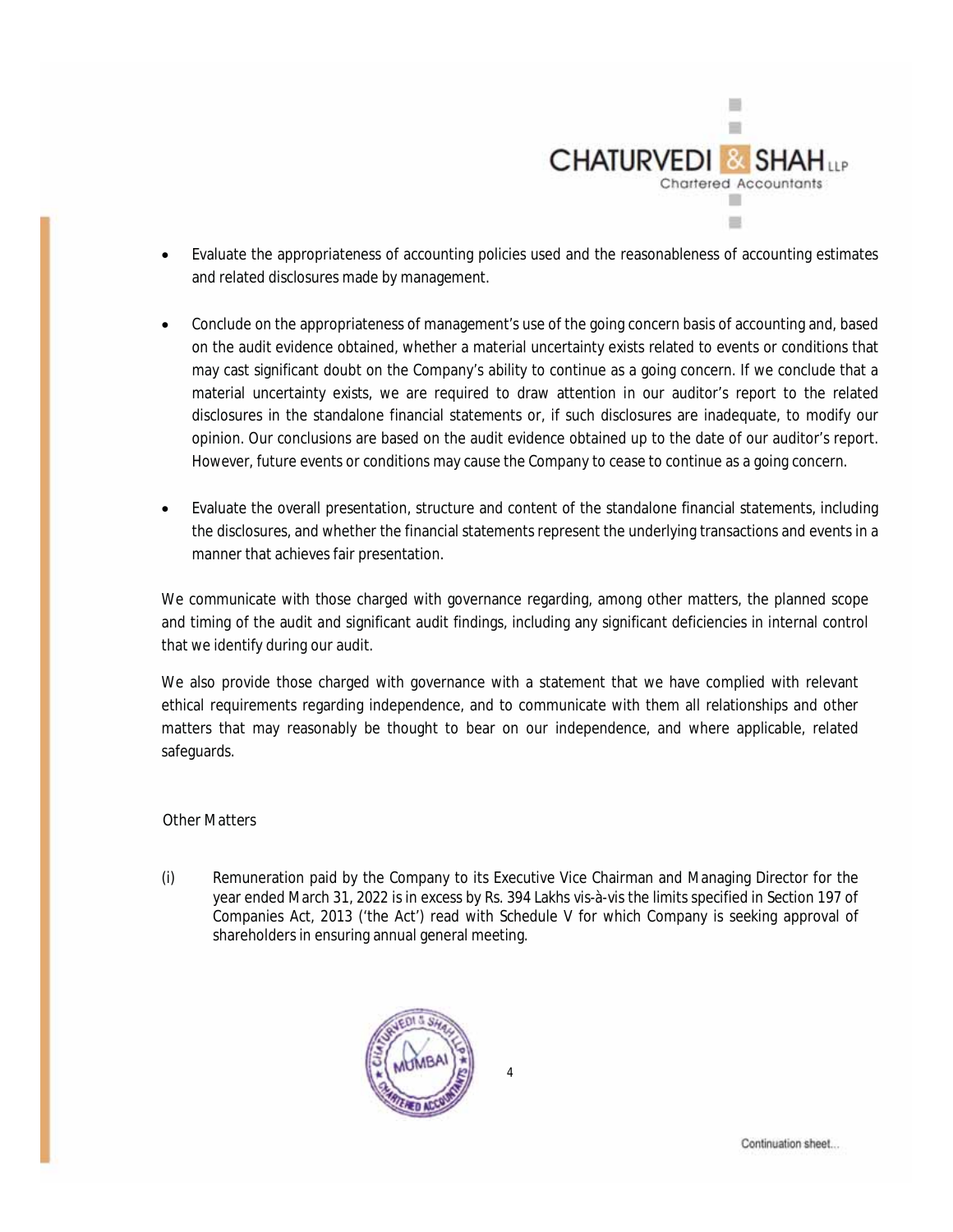- Evaluate the appropriateness of accounting policies used and the reasonableness of accounting estimates and related disclosures made by management.

- Conclude on the appropriateness of management's use of the going concern basis of accounting and, based on the audit evidence obtained, whether a material uncertainty exists related to events or conditions that may cast significant doubt on the Company's ability to continue as a going concern. If we conclude that a material uncertainty exists, we are required to draw attention in our auditor's report to the related disclosures in the standalone financial statements or, if such disclosures are inadequate, to modify our opinion. Our conclusions are based on the audit evidence obtained up to the date of our auditor's report. However, future events or conditions may cause the Company to cease to continue as a going concern.

- Evaluate the overall presentation, structure and content of the standalone financial statements, including the disclosures, and whether the financial statements represent the underlying transactions and events in a manner that achieves fair presentation.

We communicate with those charged with governance regarding, among other matters, the planned scope and timing of the audit and significant audit findings, including any significant deficiencies in internal control that we identify during our audit.

We also provide those charged with governance with a statement that we have complied with relevant ethical requirements regarding independence, and to communicate with them all relationships and other matters that may reasonably be thought to bear on our independence, and where applicable, related safeguards.

## Other Matters

(i) Remuneration paid by the Company to its Executive Vice Chairman and Managing Director for the year ended March 31, 2022 is in excess by Rs. 394 Lakhs vis-à-vis the limits specified in Section 197 of Companies Act, 2013 ('the Act') read with Schedule V for which Company is seeking approval of shareholders in ensuring annual general meeting.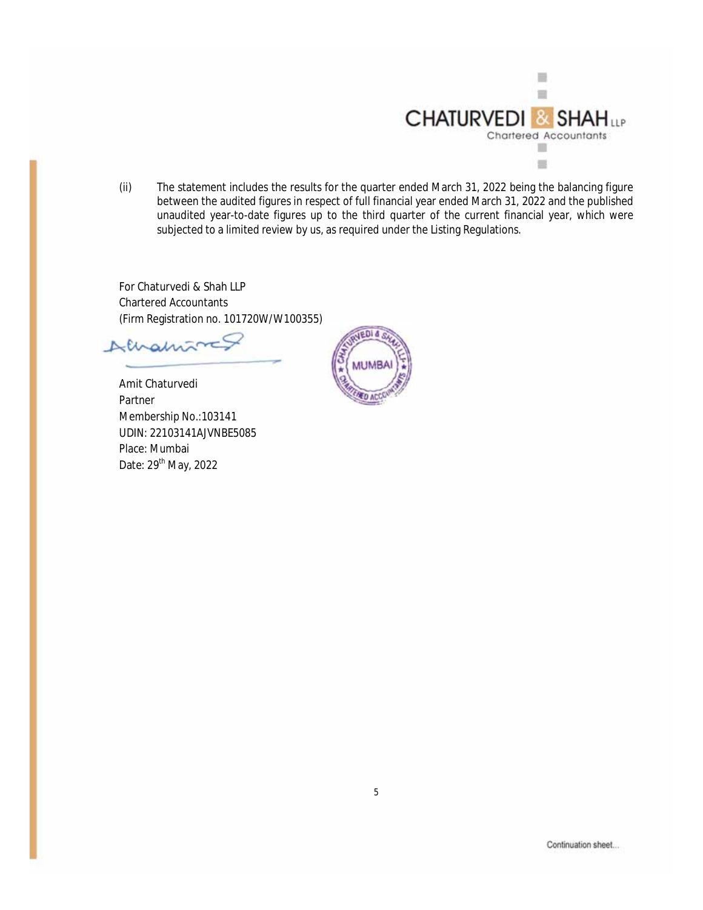(ii) The statement includes the results for the quarter ended March 31, 2022 being the balancing figure between the audited figures in respect of full financial year ended March 31, 2022 and the published unaudited year-to-date figures up to the third quarter of the current financial year, which were subjected to a limited review by us, as required under the Listing Regulations.

For Chaturvedi & Shah LLP
Chartered Accountants
(Firm Registration no. 101720W/W100355)

Amit Chaturvedi
Partner
Membership No.:103141
UDIN: 22103141AJVNBE5085
Place: Mumbai
Date: 29th May, 2022

Continuation sheet...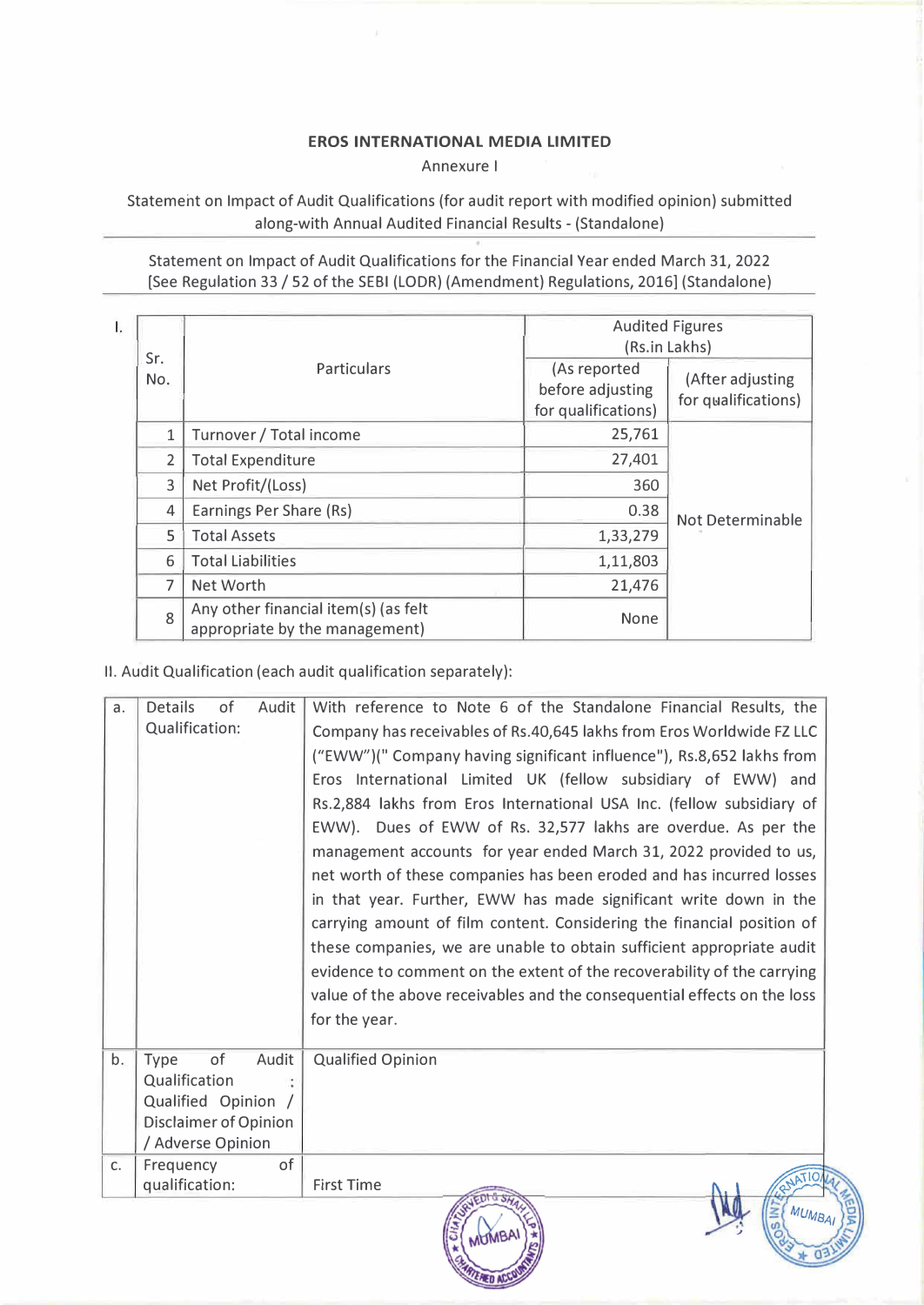**EROS INTERNATIONAL MEDIA LIMITED**

Annexure I

Statement on Impact of Audit Qualifications (for audit report with modified opinion) submitted along-with Annual Audited Financial Results - (Standalone)

Statement on Impact of Audit Qualifications for the Financial Year ended March 31, 2022
[See Regulation 33 / 52 of the SEBI (LODR) (Amendment) Regulations, 2016] (Standalone)

I.

| Sr. No. | Particulars | Audited Figures (Rs.in Lakhs) | |
|---|---|---|---|
| | | (As reported before adjusting for qualifications) | (After adjusting for qualifications) |
| 1 | Turnover / Total income | 25,761 | Not Determinable |
| 2 | Total Expenditure | 27,401 | |
| 3 | Net Profit/(Loss) | 360 | |
| 4 | Earnings Per Share (Rs) | 0.38 | |
| 5 | Total Assets | 1,33,279 | |
| 6 | Total Liabilities | 1,11,803 | |
| 7 | Net Worth | 21,476 | |
| 8 | Any other financial item(s) (as felt appropriate by the management) | None | |

II. Audit Qualification (each audit qualification separately):

| | | |
|---|---|---|
| a. | Details of Audit Qualification: | With reference to Note 6 of the Standalone Financial Results, the Company has receivables of Rs.40,645 lakhs from Eros Worldwide FZ LLC ("EWW")(" Company having significant influence"), Rs.8,652 lakhs from Eros International Limited UK (fellow subsidiary of EWW) and Rs.2,884 lakhs from Eros International USA Inc. (fellow subsidiary of EWW). Dues of EWW of Rs. 32,577 lakhs are overdue. As per the management accounts for year ended March 31, 2022 provided to us, net worth of these companies has been eroded and has incurred losses in that year. Further, EWW has made significant write down in the carrying amount of film content. Considering the financial position of these companies, we are unable to obtain sufficient appropriate audit evidence to comment on the extent of the recoverability of the carrying value of the above receivables and the consequential effects on the loss for the year. |
| b. | Type of Audit Qualification : Qualified Opinion / Disclaimer of Opinion / Adverse Opinion | Qualified Opinion |
| c. | Frequency of qualification: | First Time |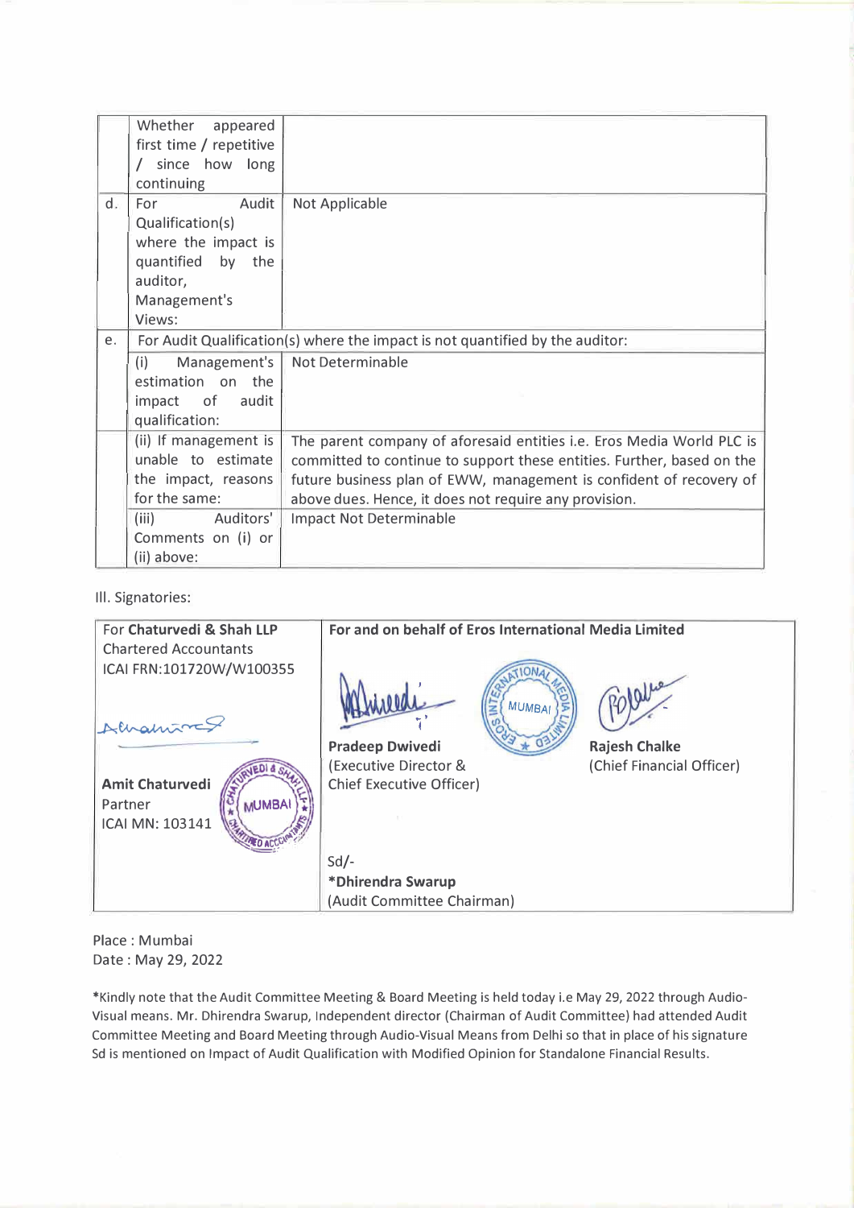| | | |
|---|---|---|
| | Whether appeared first time / repetitive / since how long continuing | |
| d. | For Audit Qualification(s) where the impact is quantified by the auditor, Management's Views: | Not Applicable |
| e. | For Audit Qualification(s) where the impact is not quantified by the auditor: | |
| | (i) Management's estimation on the impact of audit qualification: | Not Determinable |
| | (ii) If management is unable to estimate the impact, reasons for the same: | The parent company of aforesaid entities i.e. Eros Media World PLC is committed to continue to support these entities. Further, based on the future business plan of EWW, management is confident of recovery of above dues. Hence, it does not require any provision. |
| | (iii) Auditors' Comments on (i) or (ii) above: | Impact Not Determinable |

III. Signatories:

| For **Chaturvedi & Shah LLP** Chartered Accountants ICAI FRN:101720W/W100355 | **For and on behalf of Eros International Media Limited** | |
|---|---|---|
| **Amit Chaturvedi** Partner ICAI MN: 103141 | **Pradeep Dwivedi** (Executive Director & Chief Executive Officer) | **Rajesh Chalke** (Chief Financial Officer) |
| | Sd/- **\*Dhirendra Swarup** (Audit Committee Chairman) | |

Place : Mumbai
Date : May 29, 2022

*Kindly note that the Audit Committee Meeting & Board Meeting is held today i.e May 29, 2022 through Audio-Visual means. Mr. Dhirendra Swarup, Independent director (Chairman of Audit Committee) had attended Audit Committee Meeting and Board Meeting through Audio-Visual Means from Delhi so that in place of his signature Sd is mentioned on Impact of Audit Qualification with Modified Opinion for Standalone Financial Results.